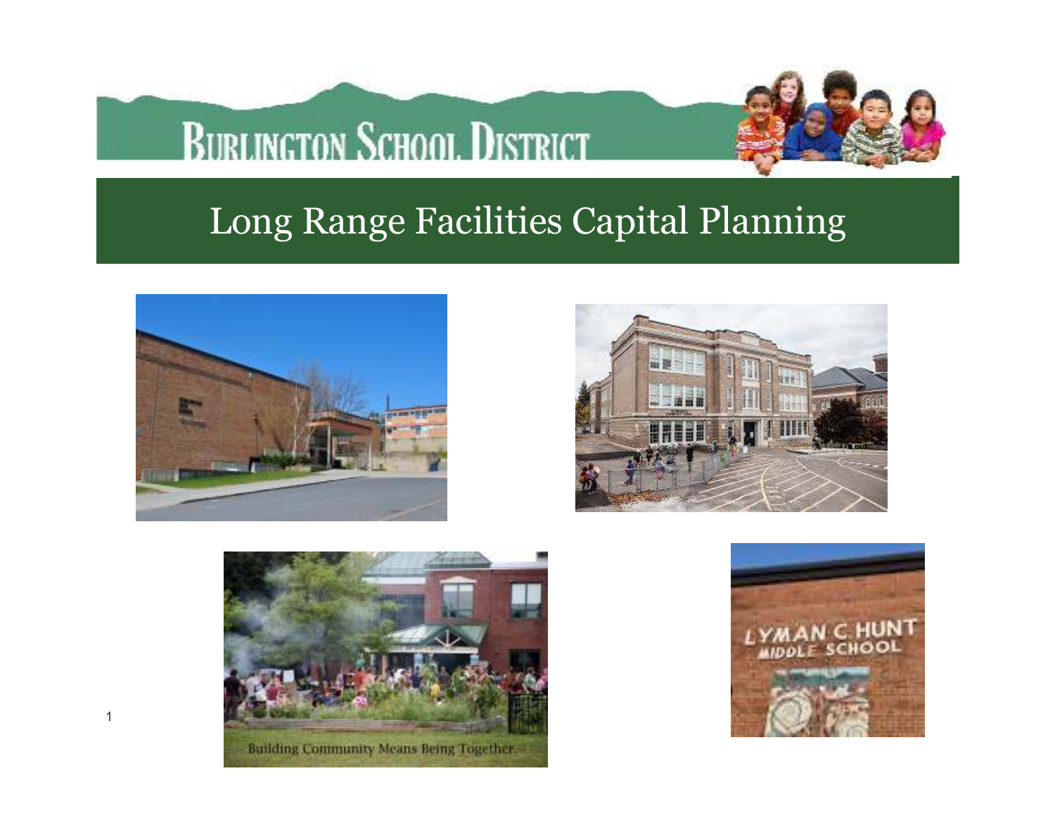# Burlington School District

## Long Range Facilities Capital Planning

Building Community Means Being Together.

LYMAN C. HUNT MIDDLE SCHOOL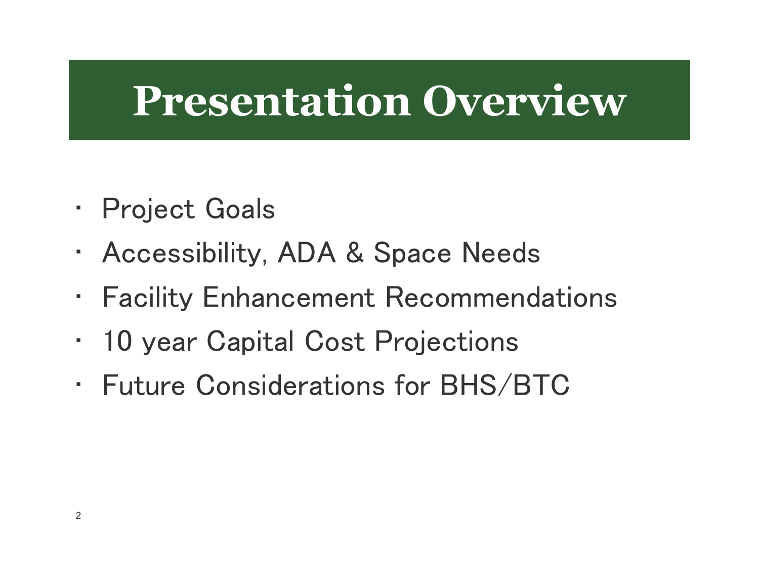# Presentation Overview

- Project Goals
- Accessibility, ADA & Space Needs
- Facility Enhancement Recommendations
- 10 year Capital Cost Projections
- Future Considerations for BHS/BTC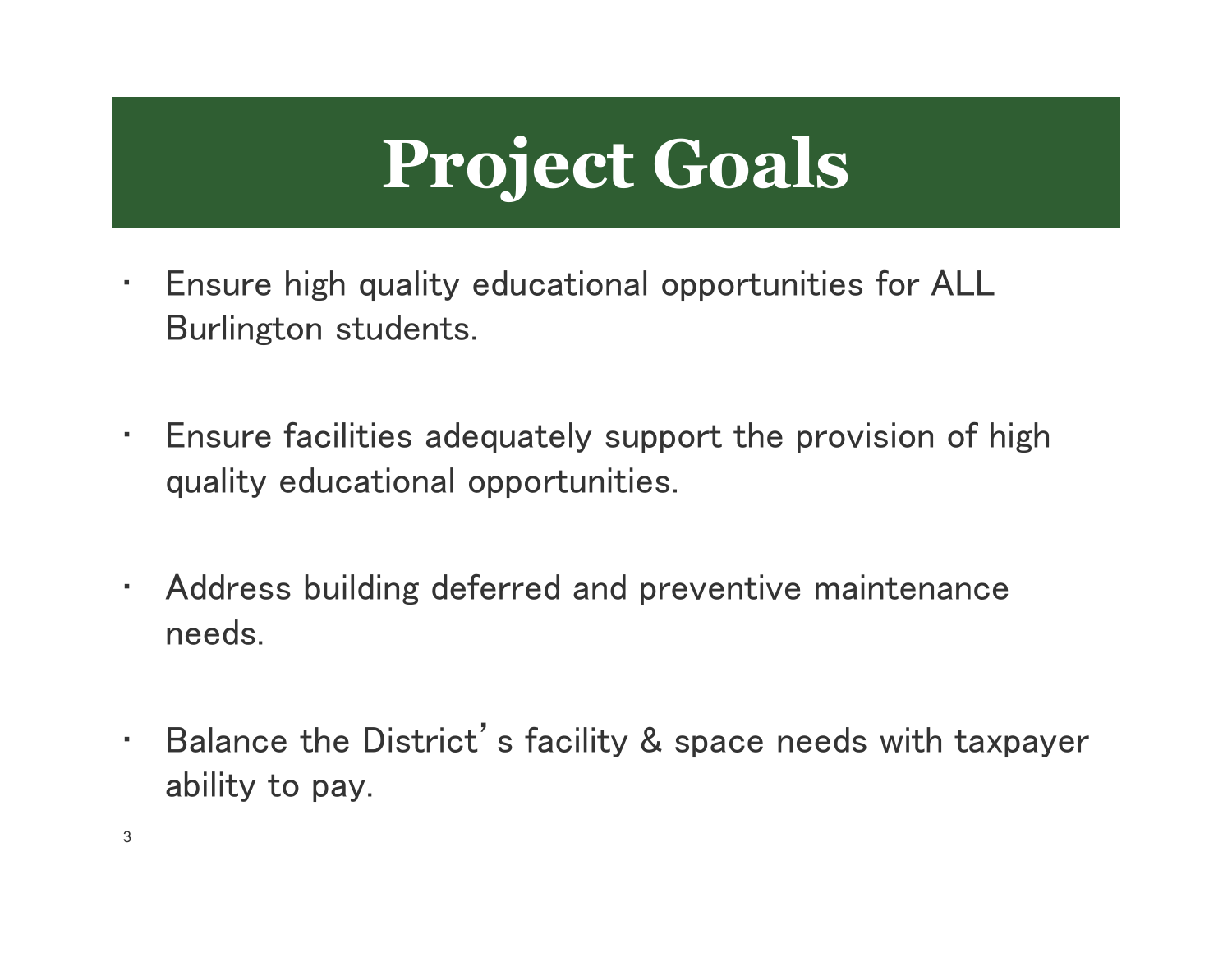# Project Goals

- Ensure high quality educational opportunities for ALL Burlington students.
- Ensure facilities adequately support the provision of high quality educational opportunities.
- Address building deferred and preventive maintenance needs.
- Balance the District's facility & space needs with taxpayer ability to pay.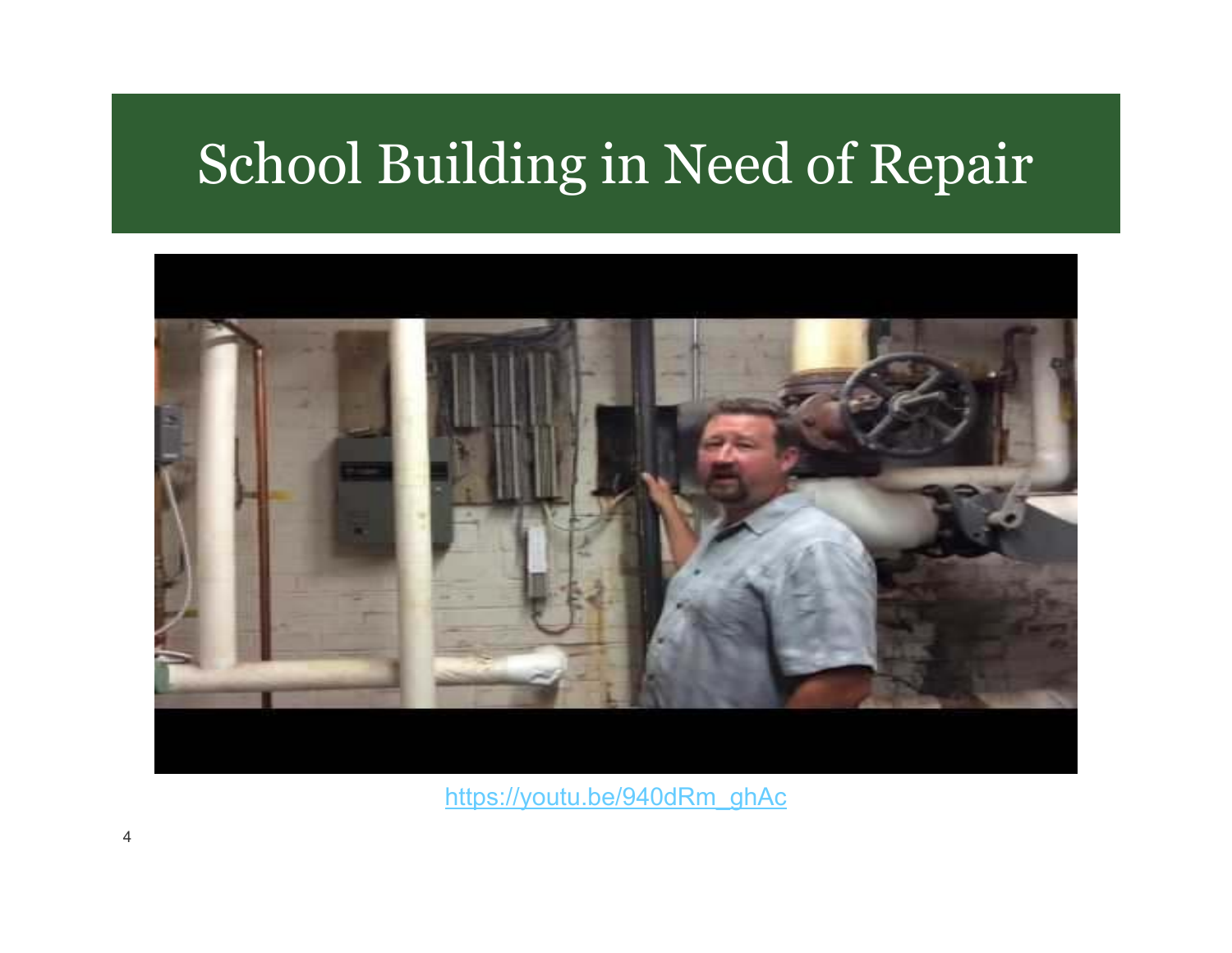# School Building in Need of Repair

https://youtu.be/940dRm_ghAc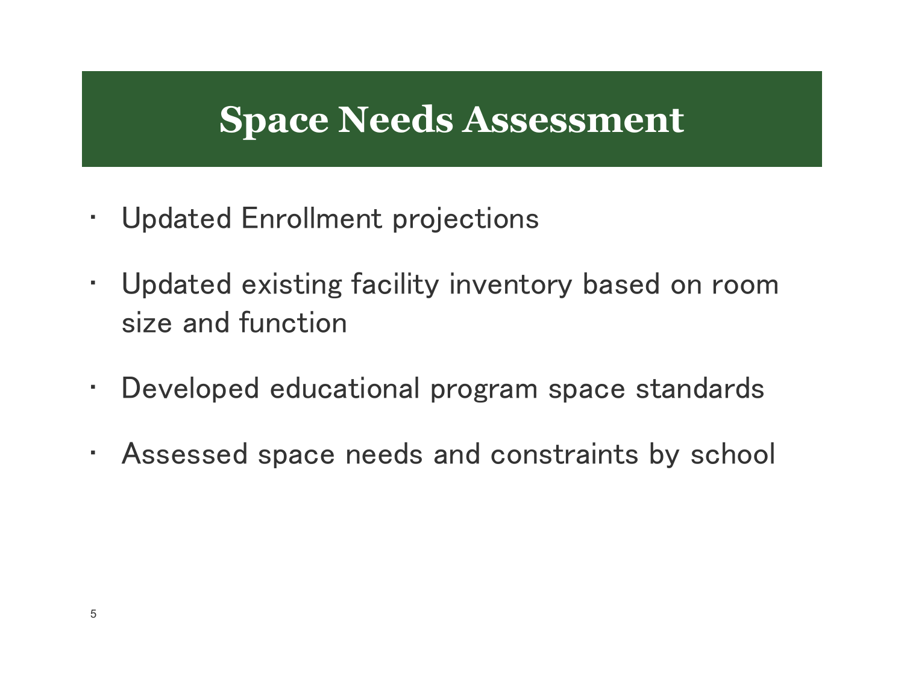# Space Needs Assessment

- Updated Enrollment projections
- Updated existing facility inventory based on room size and function
- Developed educational program space standards
- Assessed space needs and constraints by school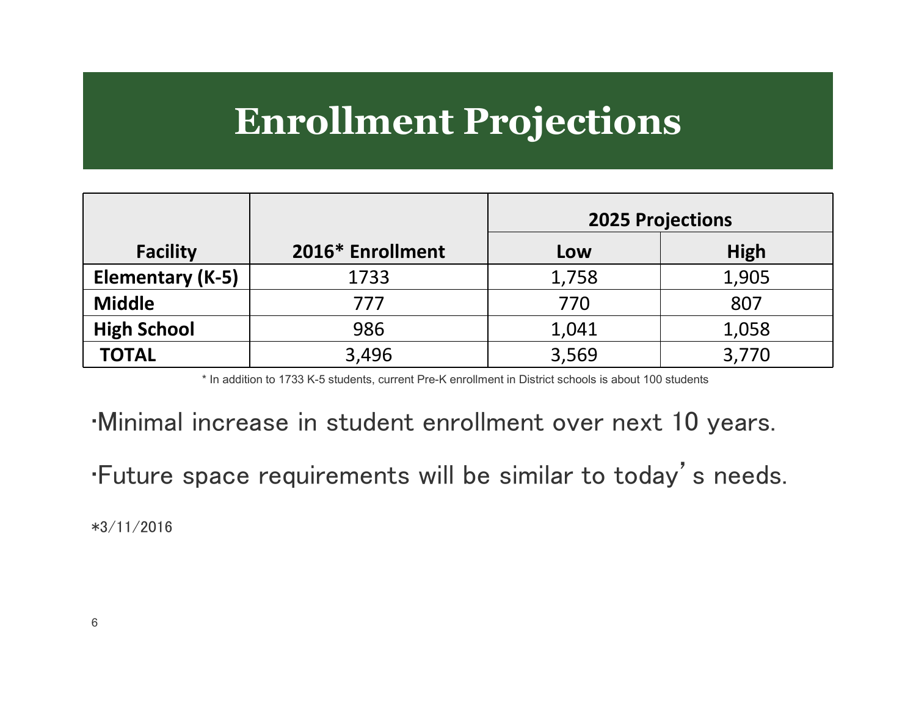# Enrollment Projections

| Facility | 2016* Enrollment | 2025 Projections | |
|---|---|---|---|
| | | Low | High |
| Elementary (K-5) | 1733 | 1,758 | 1,905 |
| Middle | 777 | 770 | 807 |
| High School | 986 | 1,041 | 1,058 |
| TOTAL | 3,496 | 3,569 | 3,770 |

* In addition to 1733 K-5 students, current Pre-K enrollment in District schools is about 100 students

- Minimal increase in student enrollment over next 10 years.
- Future space requirements will be similar to today's needs.

*3/11/2016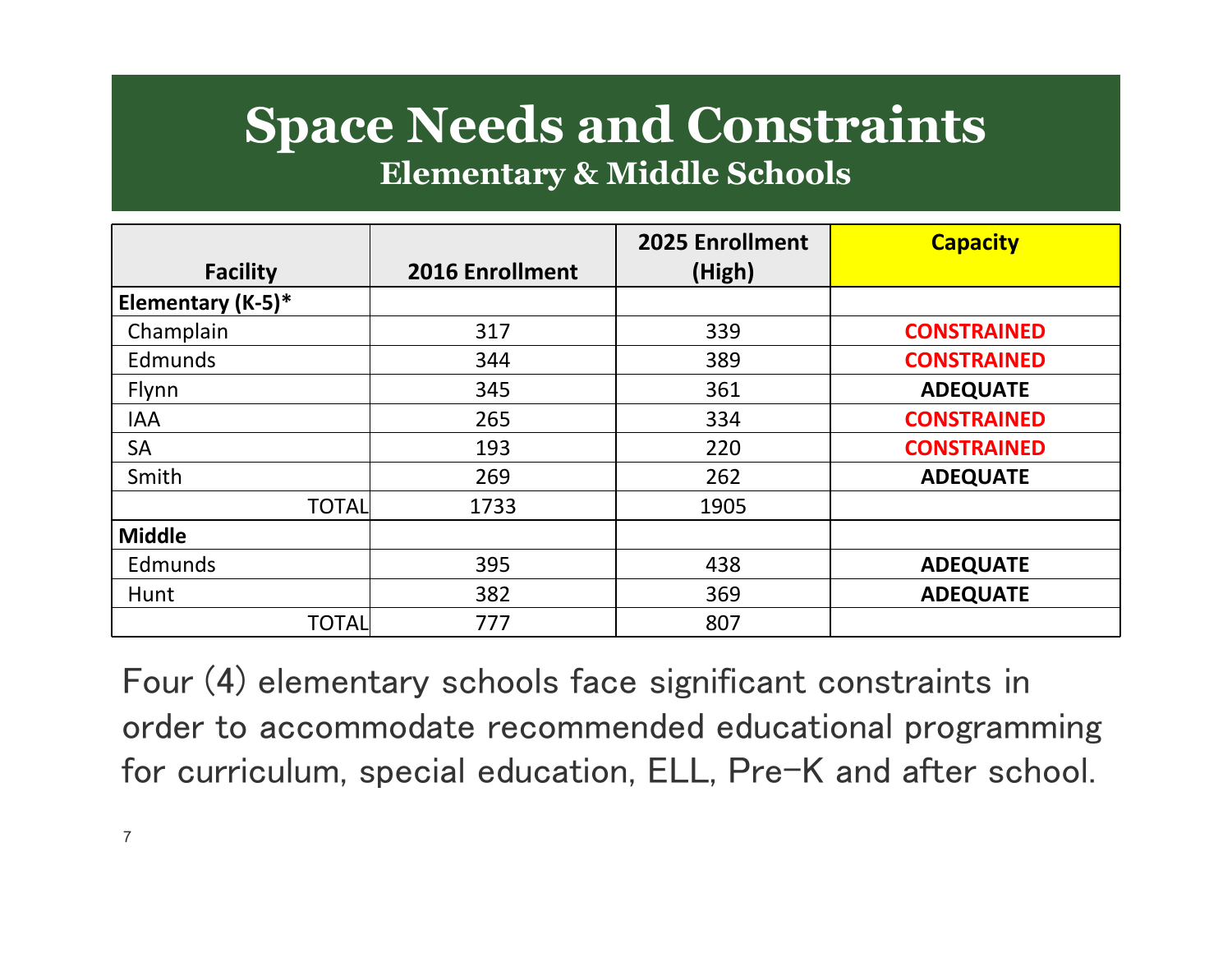# Space Needs and Constraints

## Elementary & Middle Schools

| Facility | 2016 Enrollment | 2025 Enrollment (High) | Capacity |
|---|---|---|---|
| **Elementary (K-5)*** | | | |
| Champlain | 317 | 339 | **CONSTRAINED** |
| Edmunds | 344 | 389 | **CONSTRAINED** |
| Flynn | 345 | 361 | **ADEQUATE** |
| IAA | 265 | 334 | **CONSTRAINED** |
| SA | 193 | 220 | **CONSTRAINED** |
| Smith | 269 | 262 | **ADEQUATE** |
| TOTAL | 1733 | 1905 | |
| **Middle** | | | |
| Edmunds | 395 | 438 | **ADEQUATE** |
| Hunt | 382 | 369 | **ADEQUATE** |
| TOTAL | 777 | 807 | |

Four (4) elementary schools face significant constraints in order to accommodate recommended educational programming for curriculum, special education, ELL, Pre-K and after school.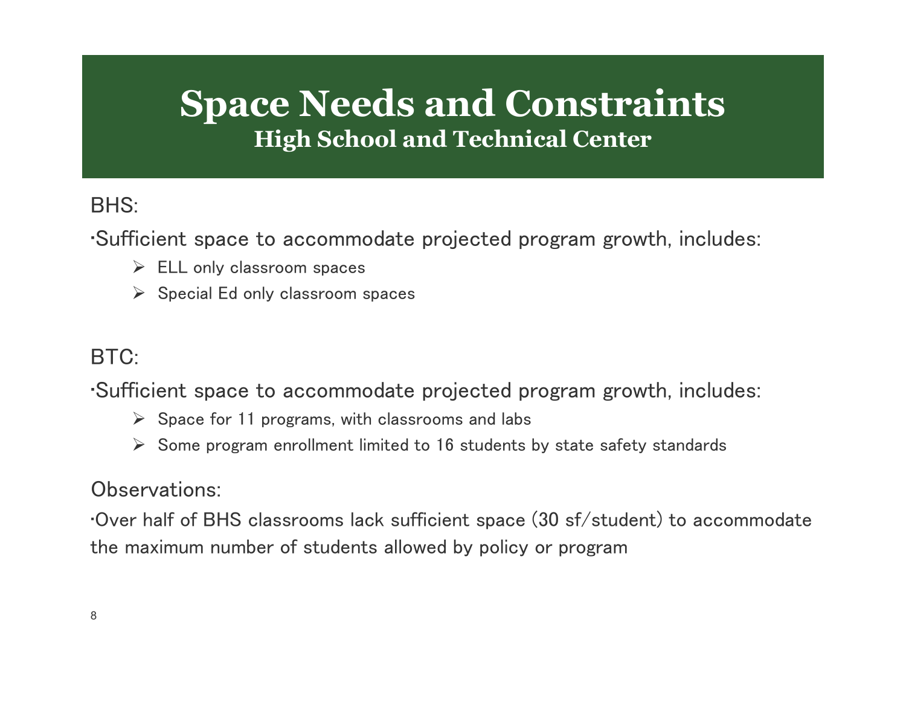# Space Needs and Constraints

## High School and Technical Center

BHS:

·Sufficient space to accommodate projected program growth, includes:

- ELL only classroom spaces
- Special Ed only classroom spaces

BTC:

·Sufficient space to accommodate projected program growth, includes:

- Space for 11 programs, with classrooms and labs
- Some program enrollment limited to 16 students by state safety standards

Observations:

·Over half of BHS classrooms lack sufficient space (30 sf/student) to accommodate the maximum number of students allowed by policy or program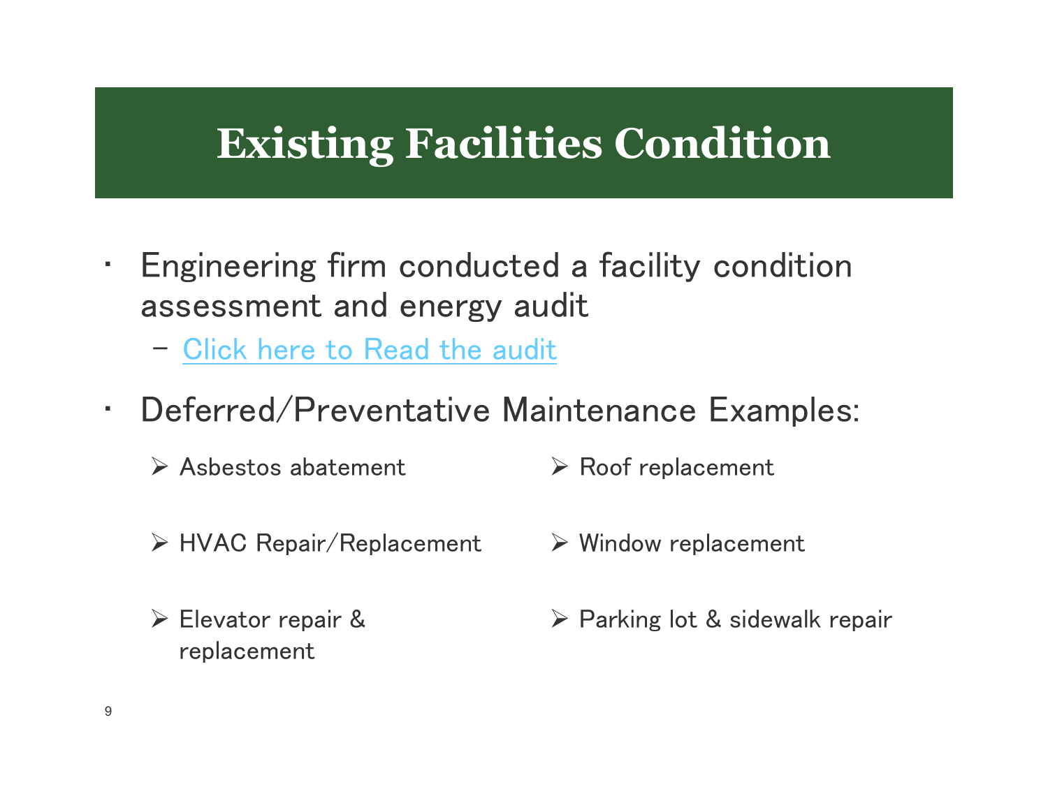# Existing Facilities Condition

- Engineering firm conducted a facility condition assessment and energy audit
  - Click here to Read the audit
- Deferred/Preventative Maintenance Examples:
  - Asbestos abatement
  - HVAC Repair/Replacement
  - Elevator repair & replacement
  - Roof replacement
  - Window replacement
  - Parking lot & sidewalk repair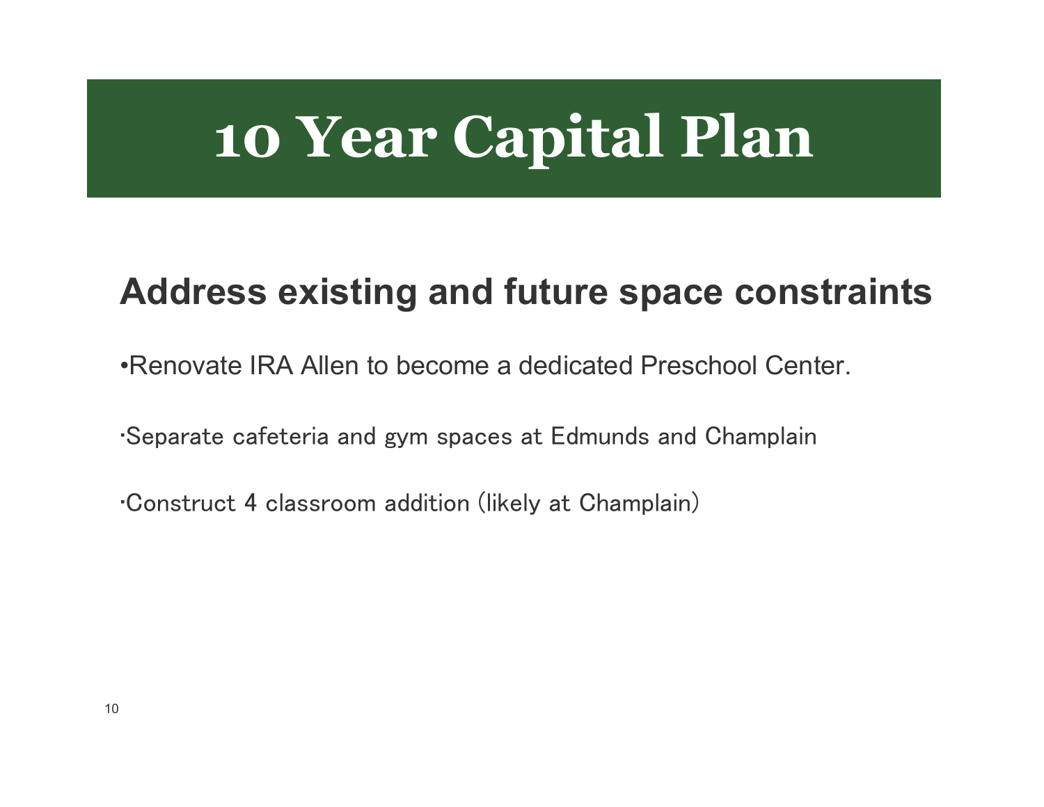# 10 Year Capital Plan

## Address existing and future space constraints

- Renovate IRA Allen to become a dedicated Preschool Center.
- Separate cafeteria and gym spaces at Edmunds and Champlain
- Construct 4 classroom addition (likely at Champlain)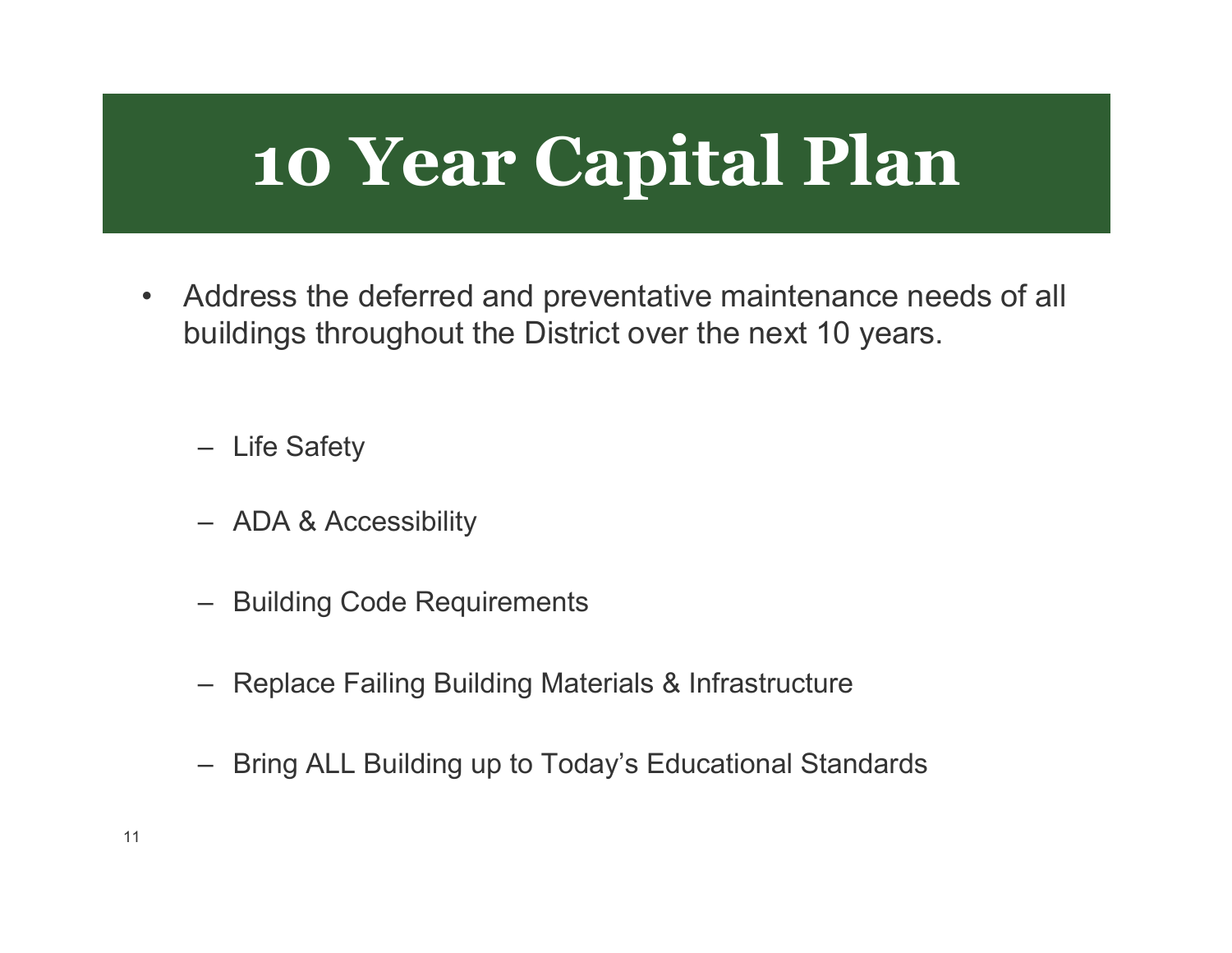# 10 Year Capital Plan

- Address the deferred and preventative maintenance needs of all buildings throughout the District over the next 10 years.
  - Life Safety
  - ADA & Accessibility
  - Building Code Requirements
  - Replace Failing Building Materials & Infrastructure
  - Bring ALL Building up to Today's Educational Standards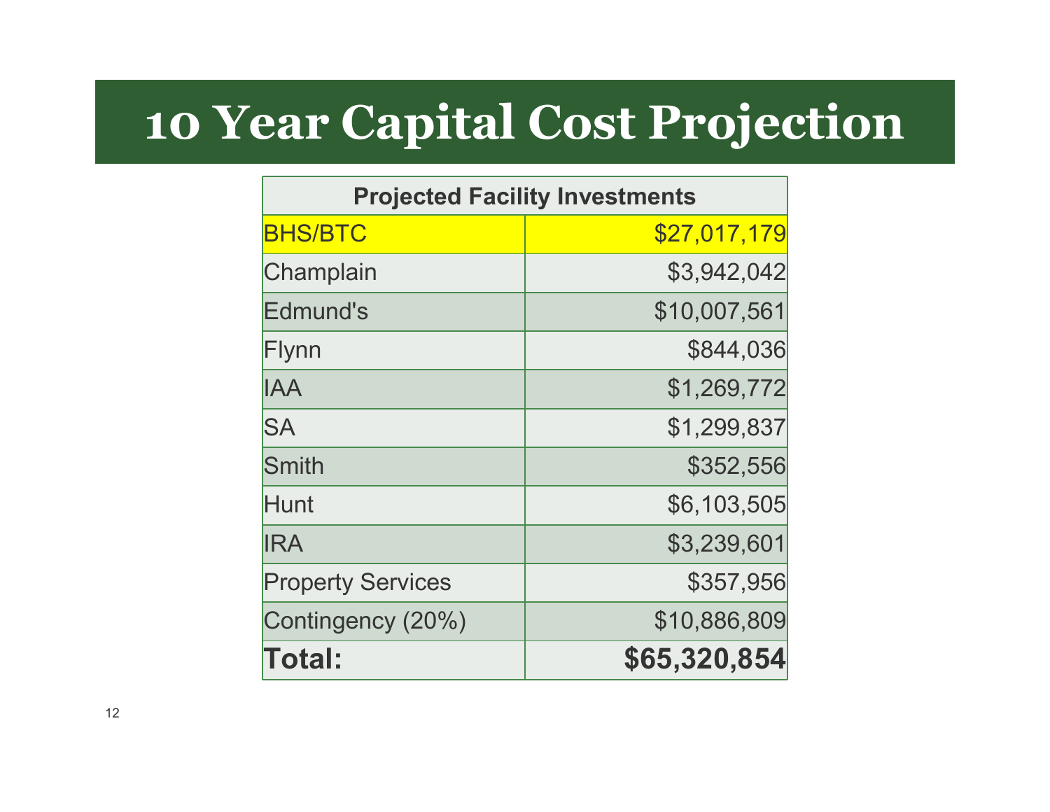# 10 Year Capital Cost Projection

| Projected Facility Investments | |
|---|---|
| BHS/BTC | $27,017,179 |
| Champlain | $3,942,042 |
| Edmund's | $10,007,561 |
| Flynn | $844,036 |
| IAA | $1,269,772 |
| SA | $1,299,837 |
| Smith | $352,556 |
| Hunt | $6,103,505 |
| IRA | $3,239,601 |
| Property Services | $357,956 |
| Contingency (20%) | $10,886,809 |
| **Total:** | **$65,320,854** |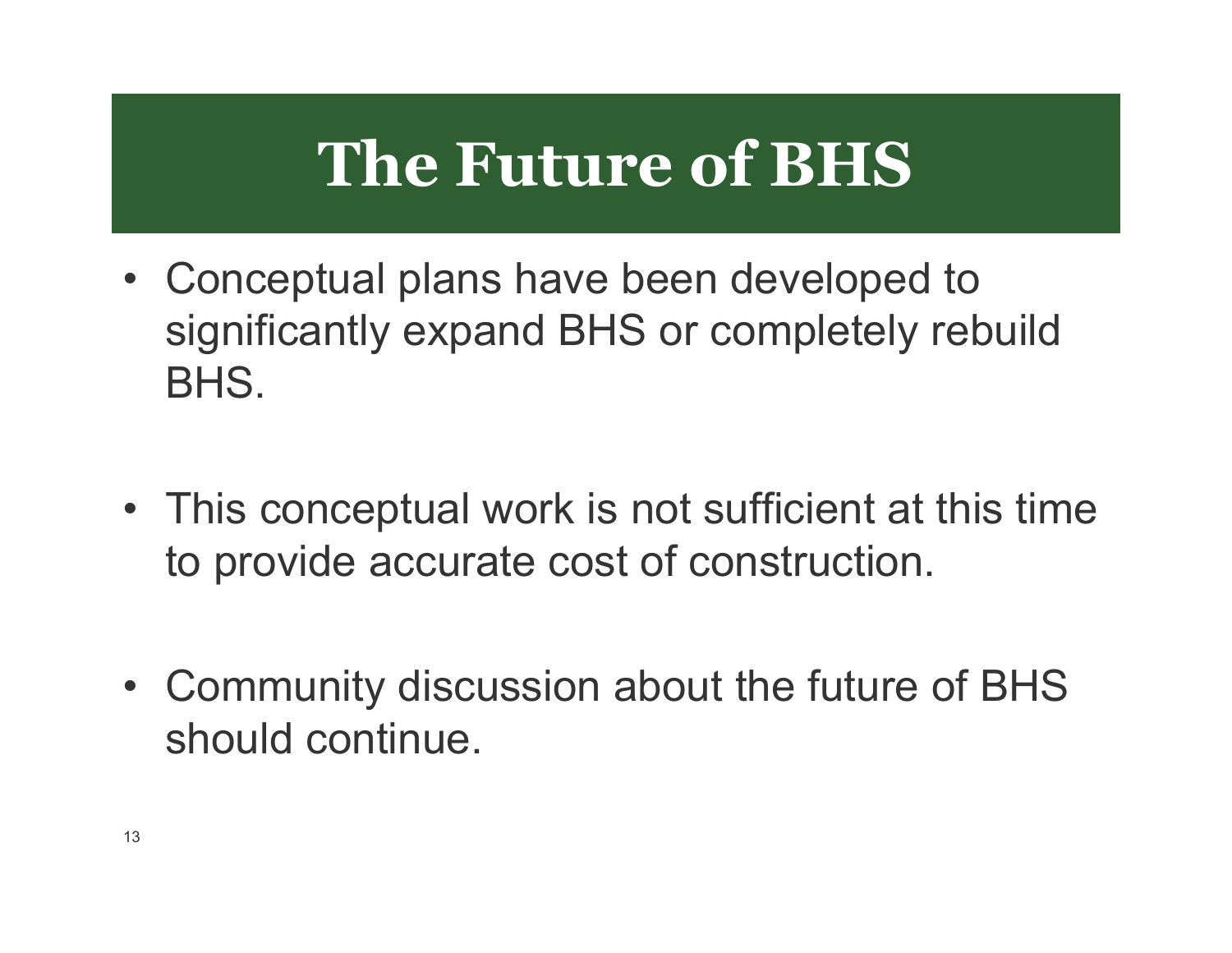# The Future of BHS

- Conceptual plans have been developed to significantly expand BHS or completely rebuild BHS.
- This conceptual work is not sufficient at this time to provide accurate cost of construction.
- Community discussion about the future of BHS should continue.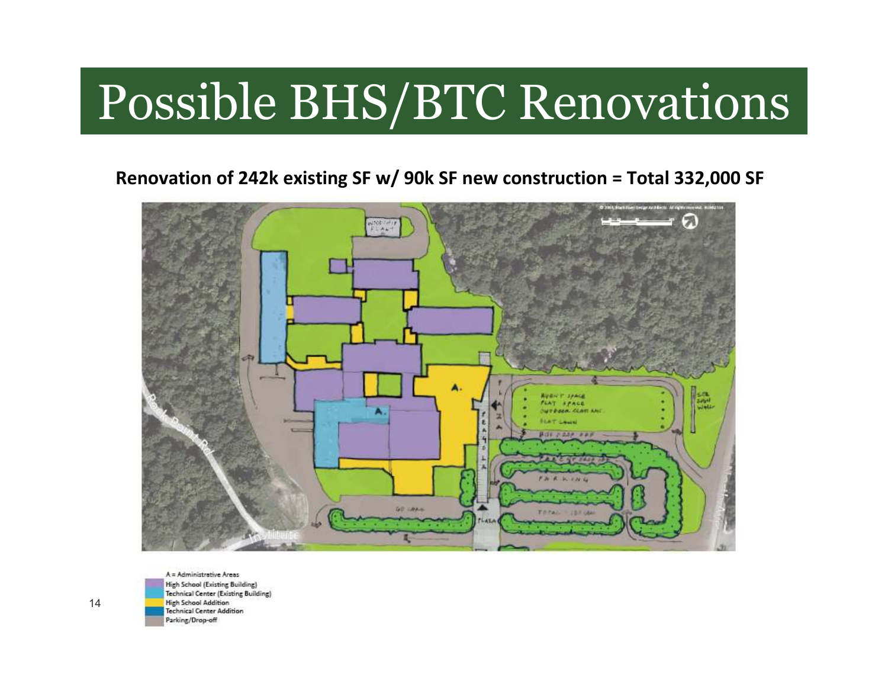# Possible BHS/BTC Renovations

**Renovation of 242k existing SF w/ 90k SF new construction = Total 332,000 SF**

A = Administrative Areas
- High School (Existing Building)
- Technical Center (Existing Building)
- High School Addition
- Technical Center Addition
- Parking/Drop-off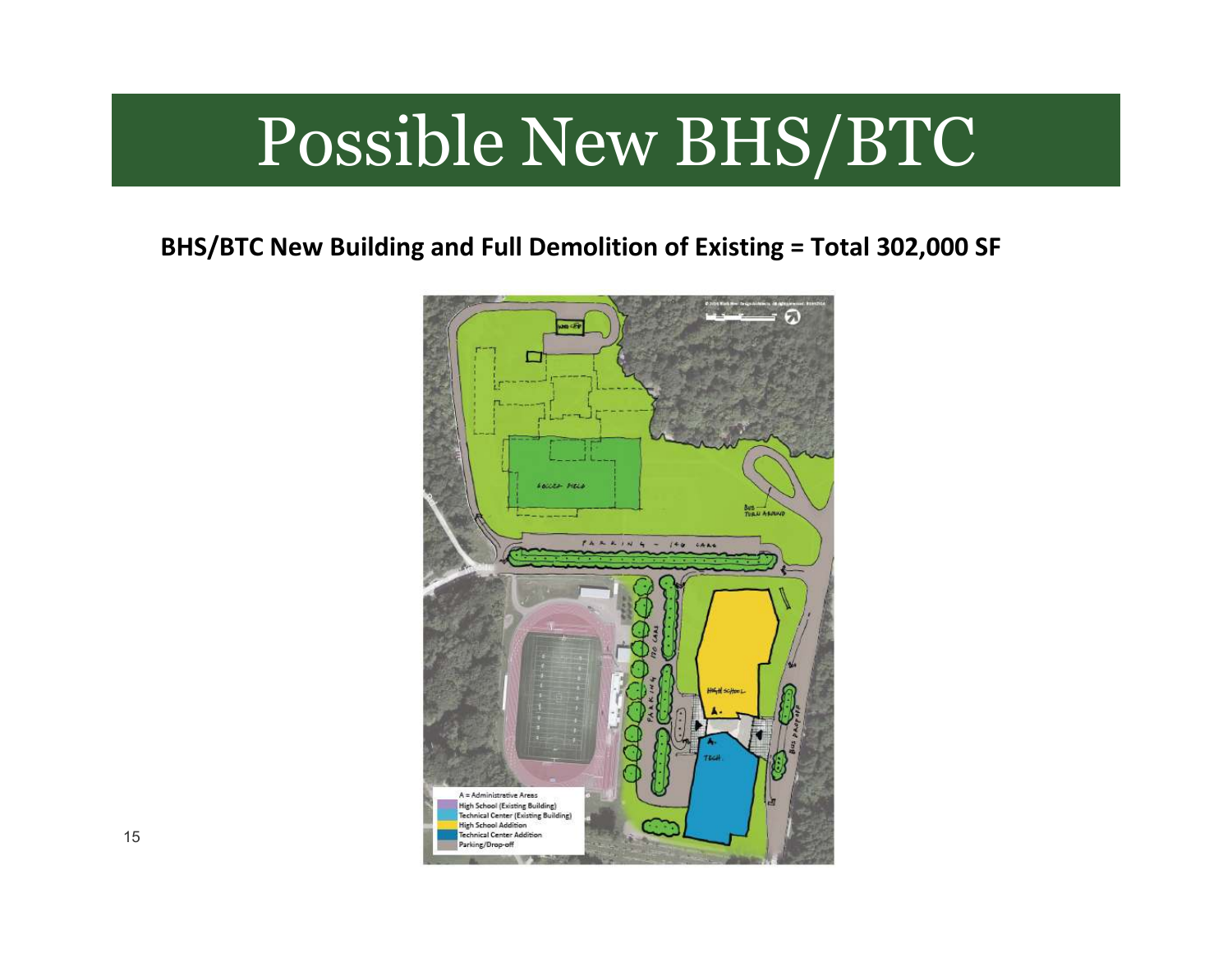# Possible New BHS/BTC

**BHS/BTC New Building and Full Demolition of Existing = Total 302,000 SF**

A = Administrative Areas
High School (Existing Building)
Technical Center (Existing Building)
High School Addition
Technical Center Addition
Parking/Drop-off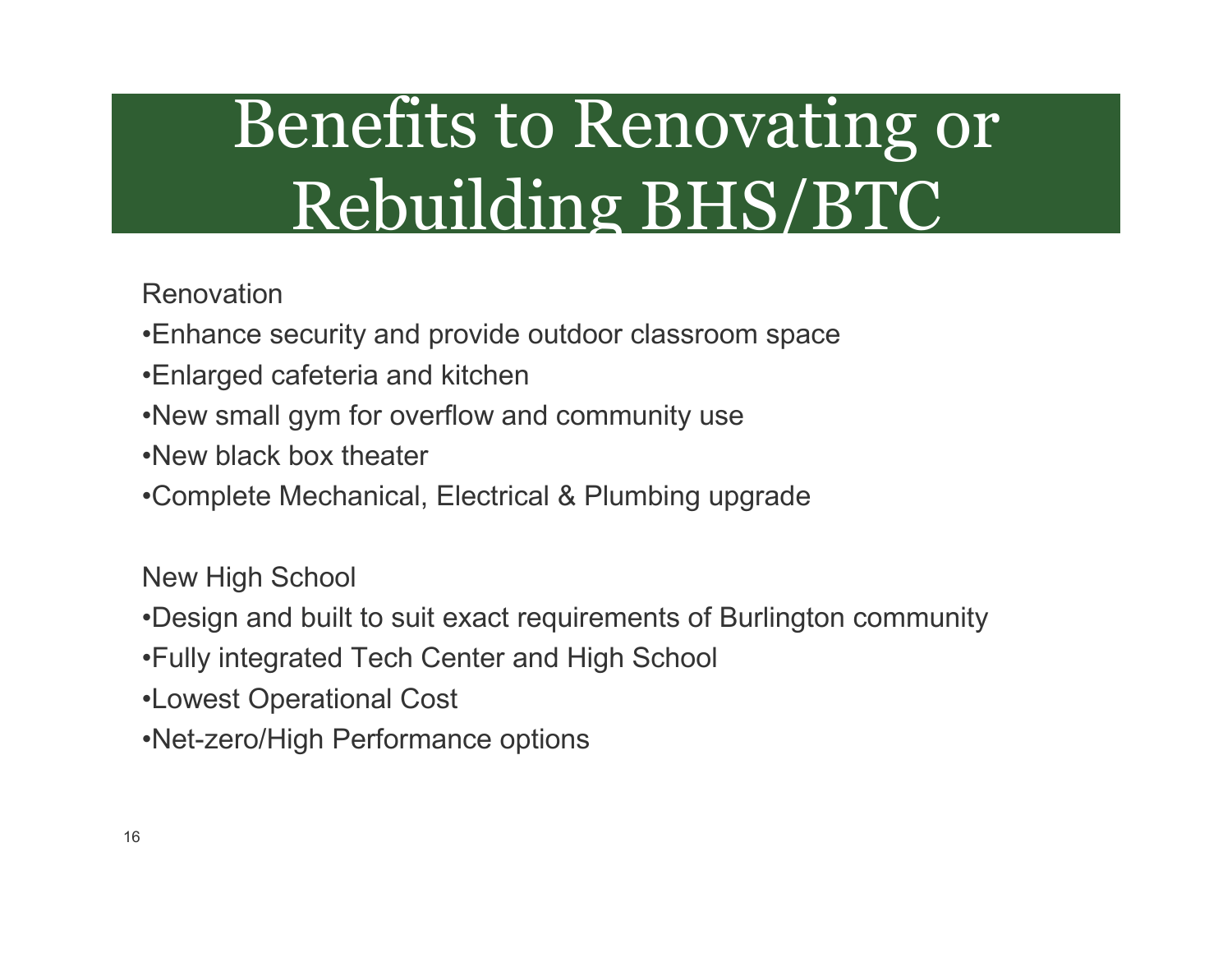# Benefits to Renovating or Rebuilding BHS/BTC

Renovation

- Enhance security and provide outdoor classroom space
- Enlarged cafeteria and kitchen
- New small gym for overflow and community use
- New black box theater
- Complete Mechanical, Electrical & Plumbing upgrade

New High School

- Design and built to suit exact requirements of Burlington community
- Fully integrated Tech Center and High School
- Lowest Operational Cost
- Net-zero/High Performance options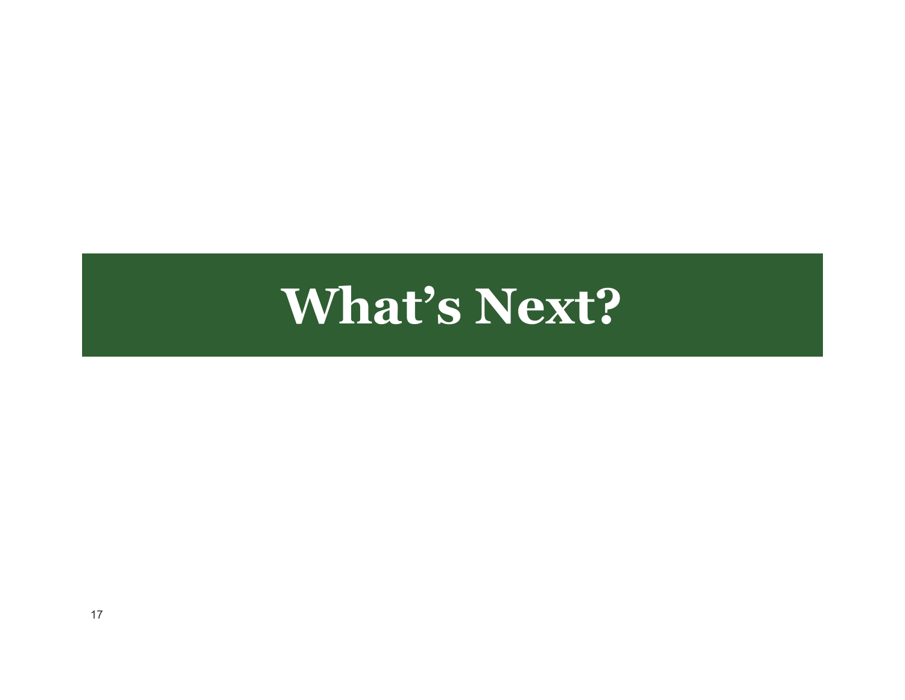# What's Next?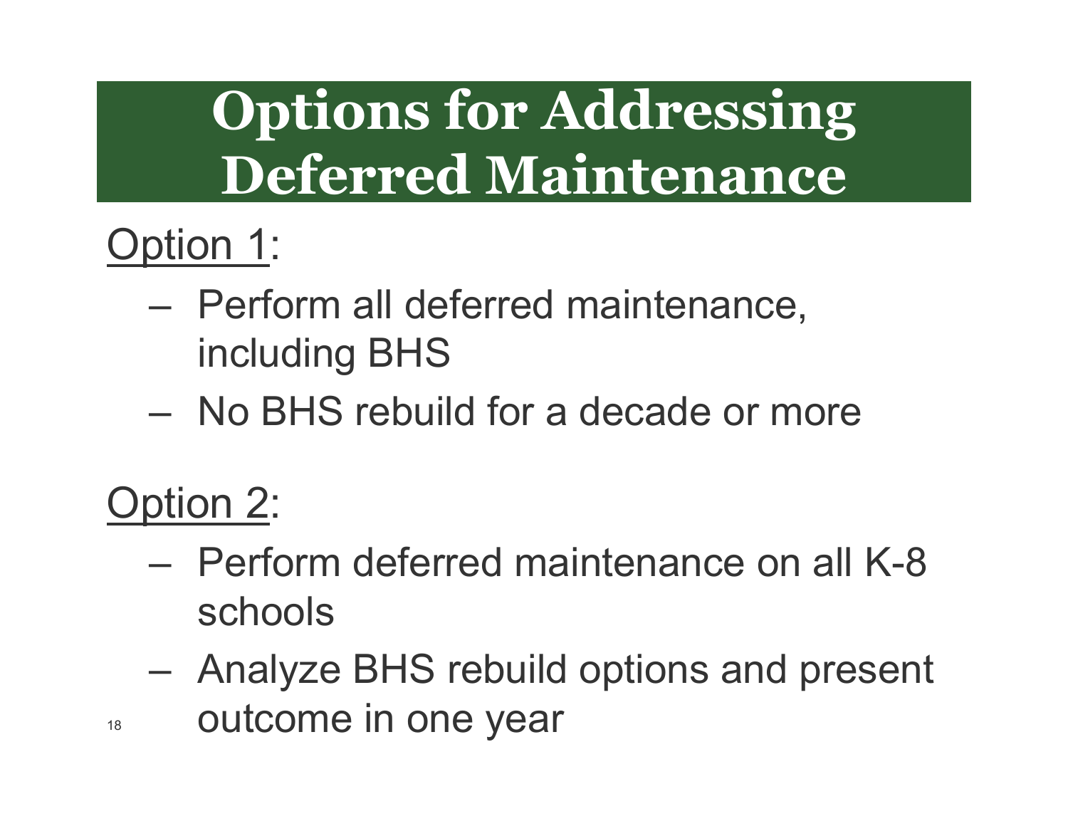# Options for Addressing Deferred Maintenance

Option 1:

- Perform all deferred maintenance, including BHS
- No BHS rebuild for a decade or more

Option 2:

- Perform deferred maintenance on all K-8 schools
- Analyze BHS rebuild options and present outcome in one year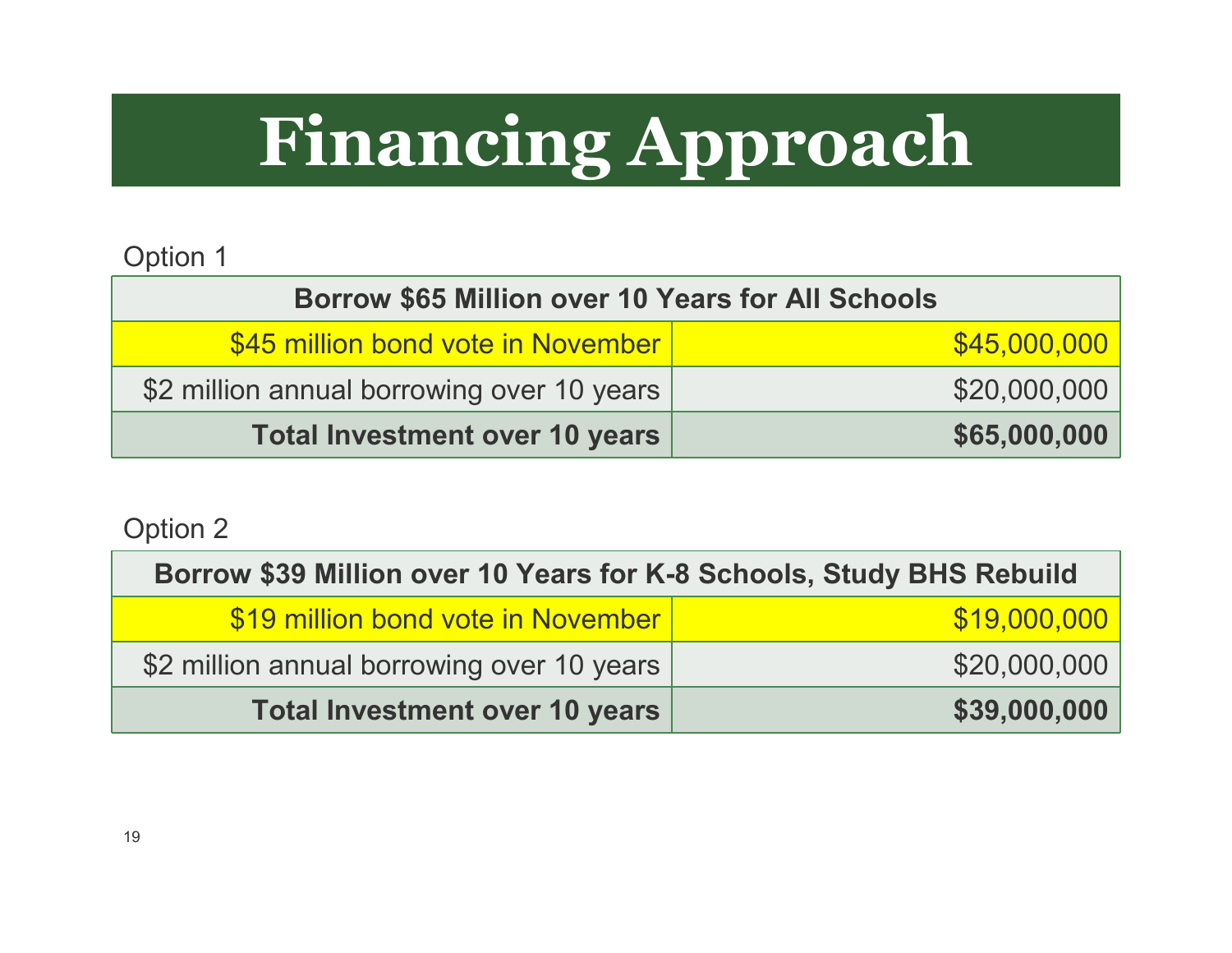# Financing Approach

Option 1

| Borrow $65 Million over 10 Years for All Schools | |
|---|---|
| $45 million bond vote in November | $45,000,000 |
| $2 million annual borrowing over 10 years | $20,000,000 |
| **Total Investment over 10 years** | **$65,000,000** |

Option 2

| Borrow $39 Million over 10 Years for K-8 Schools, Study BHS Rebuild | |
|---|---|
| $19 million bond vote in November | $19,000,000 |
| $2 million annual borrowing over 10 years | $20,000,000 |
| **Total Investment over 10 years** | **$39,000,000** |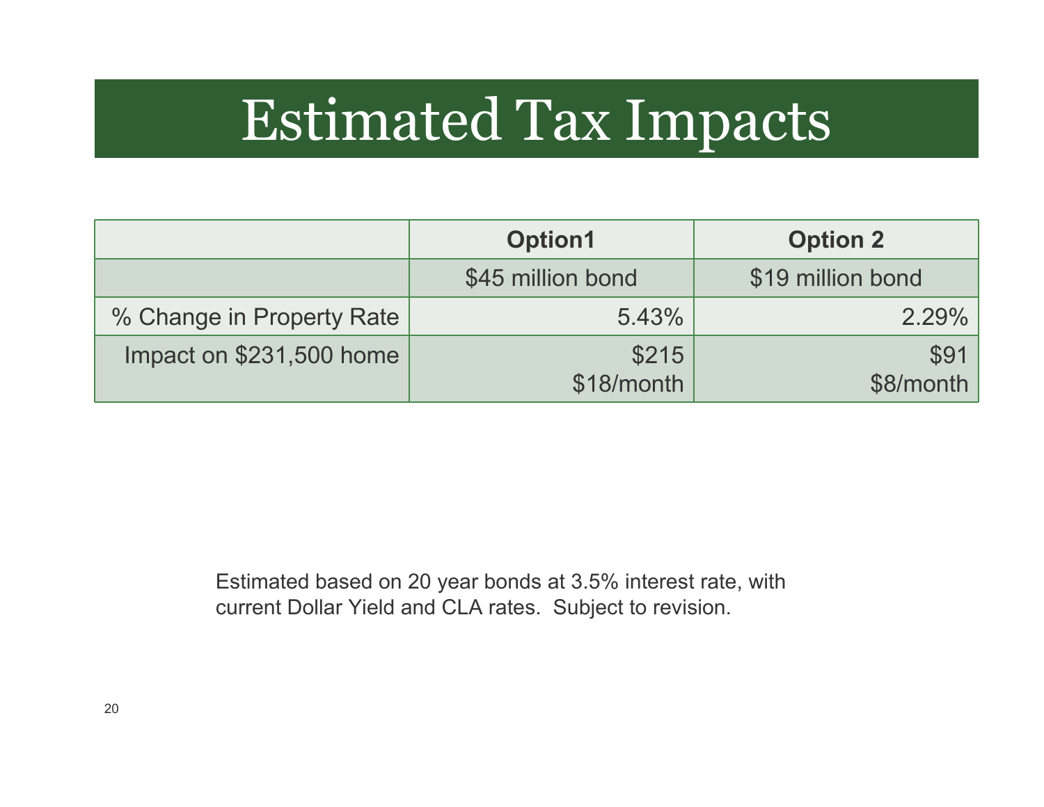# Estimated Tax Impacts

| | **Option1** | **Option 2** |
|---|---|---|
| | $45 million bond | $19 million bond |
| % Change in Property Rate | 5.43% | 2.29% |
| Impact on $231,500 home | $215<br>$18/month | $91<br>$8/month |

Estimated based on 20 year bonds at 3.5% interest rate, with current Dollar Yield and CLA rates. Subject to revision.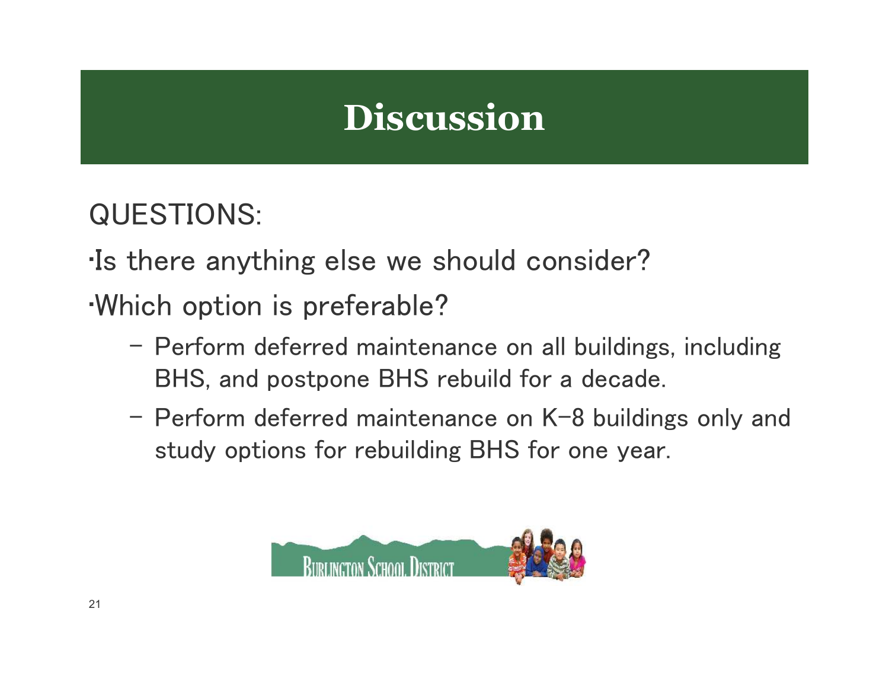# Discussion

QUESTIONS:

- Is there anything else we should consider?
- Which option is preferable?
  - Perform deferred maintenance on all buildings, including BHS, and postpone BHS rebuild for a decade.
  - Perform deferred maintenance on K-8 buildings only and study options for rebuilding BHS for one year.

BURLINGTON SCHOOL DISTRICT